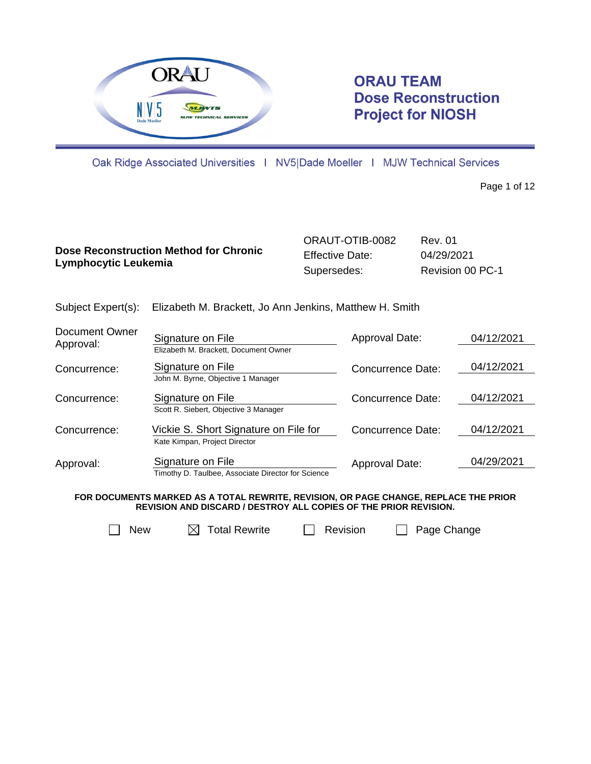**ORAU TEAM**
**Dose Reconstruction**
**Project for NIOSH**

Oak Ridge Associated Universities | NV5|Dade Moeller | MJW Technical Services

| **Dose Reconstruction Method for Chronic Lymphocytic Leukemia** | ORAUT-OTIB-0082 | Rev. 01 |
| --- | --- | --- |
| | Effective Date: | 04/29/2021 |
| | Supersedes: | Revision 00 PC-1 |

Subject Expert(s): Elizabeth M. Brackett, Jo Ann Jenkins, Matthew H. Smith

| | | | |
| --- | --- | --- | --- |
| Document Owner Approval: | Signature on File<br>Elizabeth M. Brackett, Document Owner | Approval Date: | 04/12/2021 |
| Concurrence: | Signature on File<br>John M. Byrne, Objective 1 Manager | Concurrence Date: | 04/12/2021 |
| Concurrence: | Signature on File<br>Scott R. Siebert, Objective 3 Manager | Concurrence Date: | 04/12/2021 |
| Concurrence: | Vickie S. Short Signature on File for<br>Kate Kimpan, Project Director | Concurrence Date: | 04/12/2021 |
| Approval: | Signature on File<br>Timothy D. Taulbee, Associate Director for Science | Approval Date: | 04/29/2021 |

**FOR DOCUMENTS MARKED AS A TOTAL REWRITE, REVISION, OR PAGE CHANGE, REPLACE THE PRIOR REVISION AND DISCARD / DESTROY ALL COPIES OF THE PRIOR REVISION.**

☐ New ☒ Total Rewrite ☐ Revision ☐ Page Change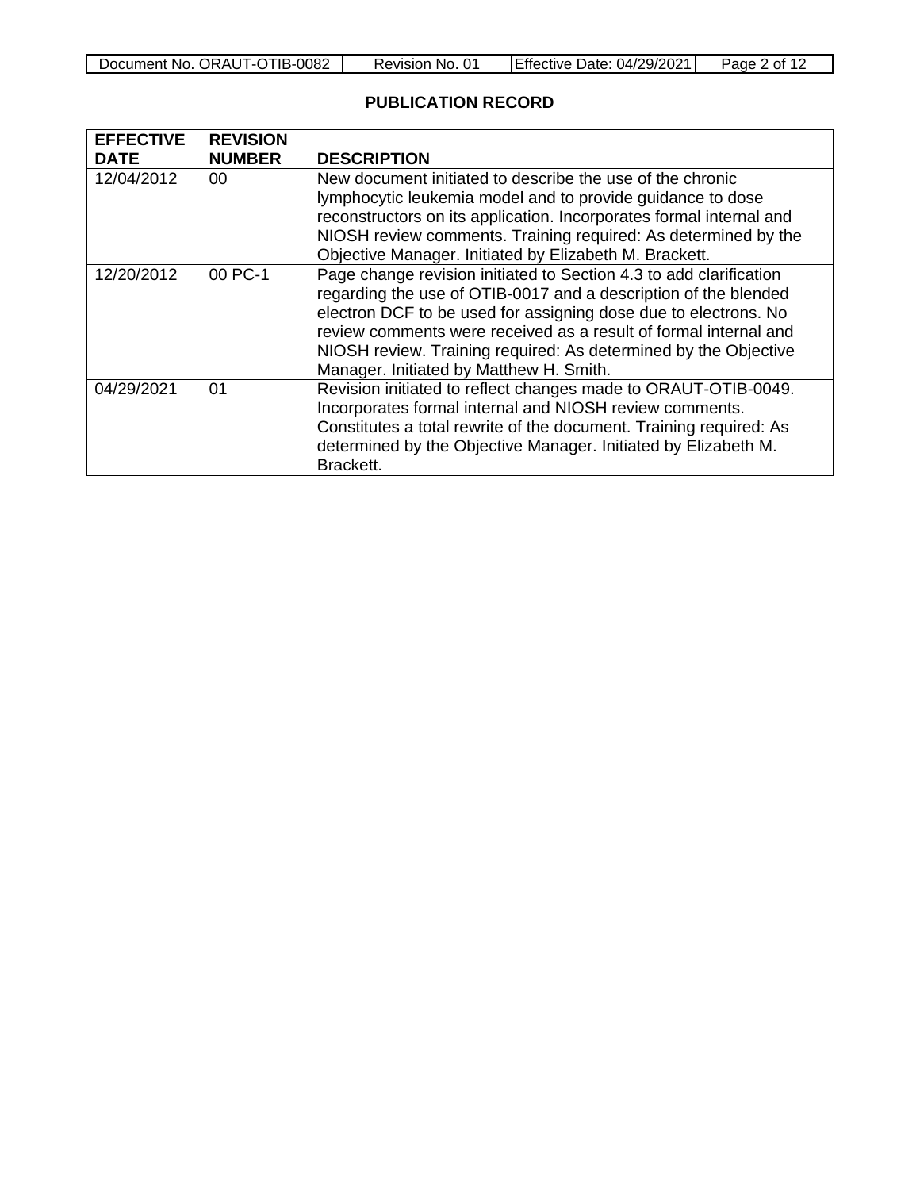## PUBLICATION RECORD

| EFFECTIVE DATE | REVISION NUMBER | DESCRIPTION |
|---|---|---|
| 12/04/2012 | 00 | New document initiated to describe the use of the chronic lymphocytic leukemia model and to provide guidance to dose reconstructors on its application. Incorporates formal internal and NIOSH review comments. Training required: As determined by the Objective Manager. Initiated by Elizabeth M. Brackett. |
| 12/20/2012 | 00 PC-1 | Page change revision initiated to Section 4.3 to add clarification regarding the use of OTIB-0017 and a description of the blended electron DCF to be used for assigning dose due to electrons. No review comments were received as a result of formal internal and NIOSH review. Training required: As determined by the Objective Manager. Initiated by Matthew H. Smith. |
| 04/29/2021 | 01 | Revision initiated to reflect changes made to ORAUT-OTIB-0049. Incorporates formal internal and NIOSH review comments. Constitutes a total rewrite of the document. Training required: As determined by the Objective Manager. Initiated by Elizabeth M. Brackett. |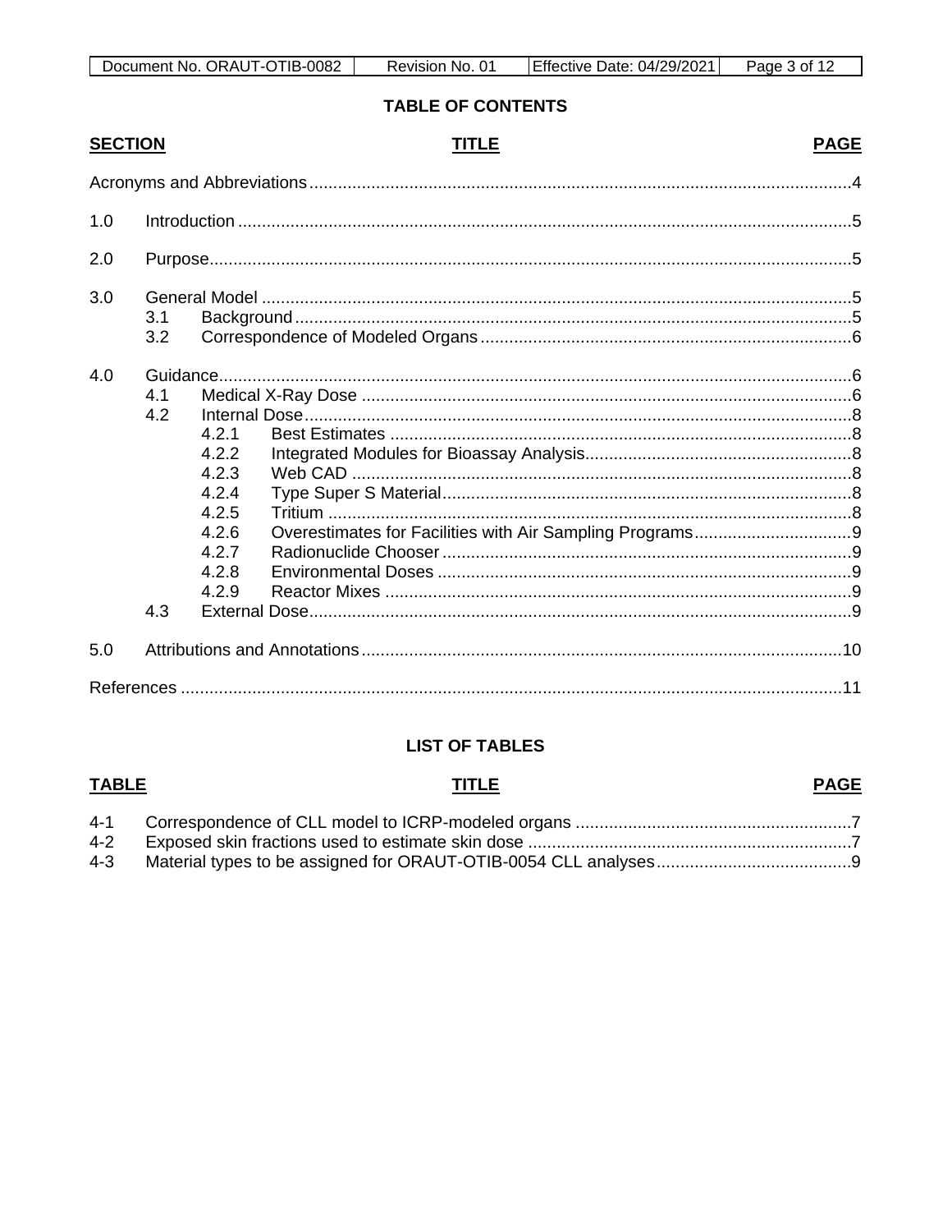## TABLE OF CONTENTS

| SECTION | TITLE | PAGE |
|---|---|---|
| | Acronyms and Abbreviations | 4 |
| 1.0 | Introduction | 5 |
| 2.0 | Purpose | 5 |
| 3.0 | General Model | 5 |
| 3.1 | Background | 5 |
| 3.2 | Correspondence of Modeled Organs | 6 |
| 4.0 | Guidance | 6 |
| 4.1 | Medical X-Ray Dose | 6 |
| 4.2 | Internal Dose | 8 |
| 4.2.1 | Best Estimates | 8 |
| 4.2.2 | Integrated Modules for Bioassay Analysis | 8 |
| 4.2.3 | Web CAD | 8 |
| 4.2.4 | Type Super S Material | 8 |
| 4.2.5 | Tritium | 8 |
| 4.2.6 | Overestimates for Facilities with Air Sampling Programs | 9 |
| 4.2.7 | Radionuclide Chooser | 9 |
| 4.2.8 | Environmental Doses | 9 |
| 4.2.9 | Reactor Mixes | 9 |
| 4.3 | External Dose | 9 |
| 5.0 | Attributions and Annotations | 10 |
| | References | 11 |

## LIST OF TABLES

| TABLE | TITLE | PAGE |
|---|---|---|
| 4-1 | Correspondence of CLL model to ICRP-modeled organs | 7 |
| 4-2 | Exposed skin fractions used to estimate skin dose | 7 |
| 4-3 | Material types to be assigned for ORAUT-OTIB-0054 CLL analyses | 9 |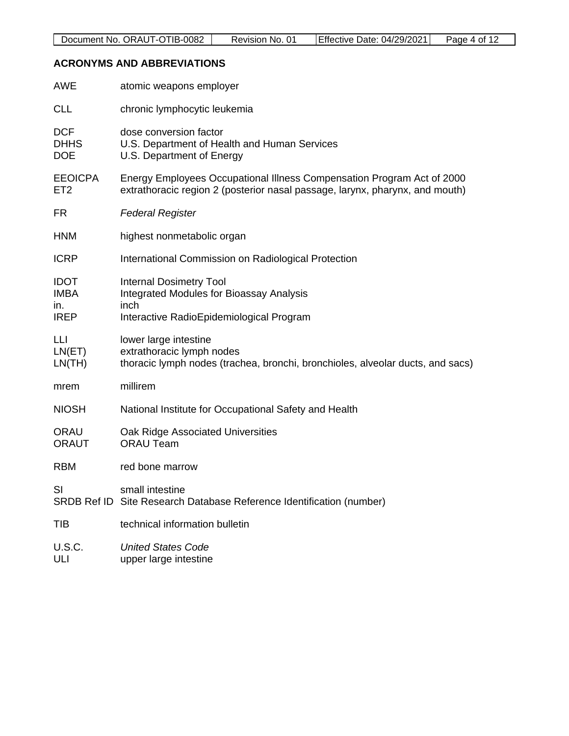## ACRONYMS AND ABBREVIATIONS

AWE atomic weapons employer

CLL chronic lymphocytic leukemia

DCF dose conversion factor
DHHS U.S. Department of Health and Human Services
DOE U.S. Department of Energy

EEOICPA Energy Employees Occupational Illness Compensation Program Act of 2000
ET2 extrathoracic region 2 (posterior nasal passage, larynx, pharynx, and mouth)

FR *Federal Register*

HNM highest nonmetabolic organ

ICRP International Commission on Radiological Protection

IDOT Internal Dosimetry Tool
IMBA Integrated Modules for Bioassay Analysis
in. inch
IREP Interactive RadioEpidemiological Program

LLI lower large intestine
LN(ET) extrathoracic lymph nodes
LN(TH) thoracic lymph nodes (trachea, bronchi, bronchioles, alveolar ducts, and sacs)

mrem millirem

NIOSH National Institute for Occupational Safety and Health

ORAU Oak Ridge Associated Universities
ORAUT ORAU Team

RBM red bone marrow

SI small intestine
SRDB Ref ID Site Research Database Reference Identification (number)

TIB technical information bulletin

U.S.C. *United States Code*
ULI upper large intestine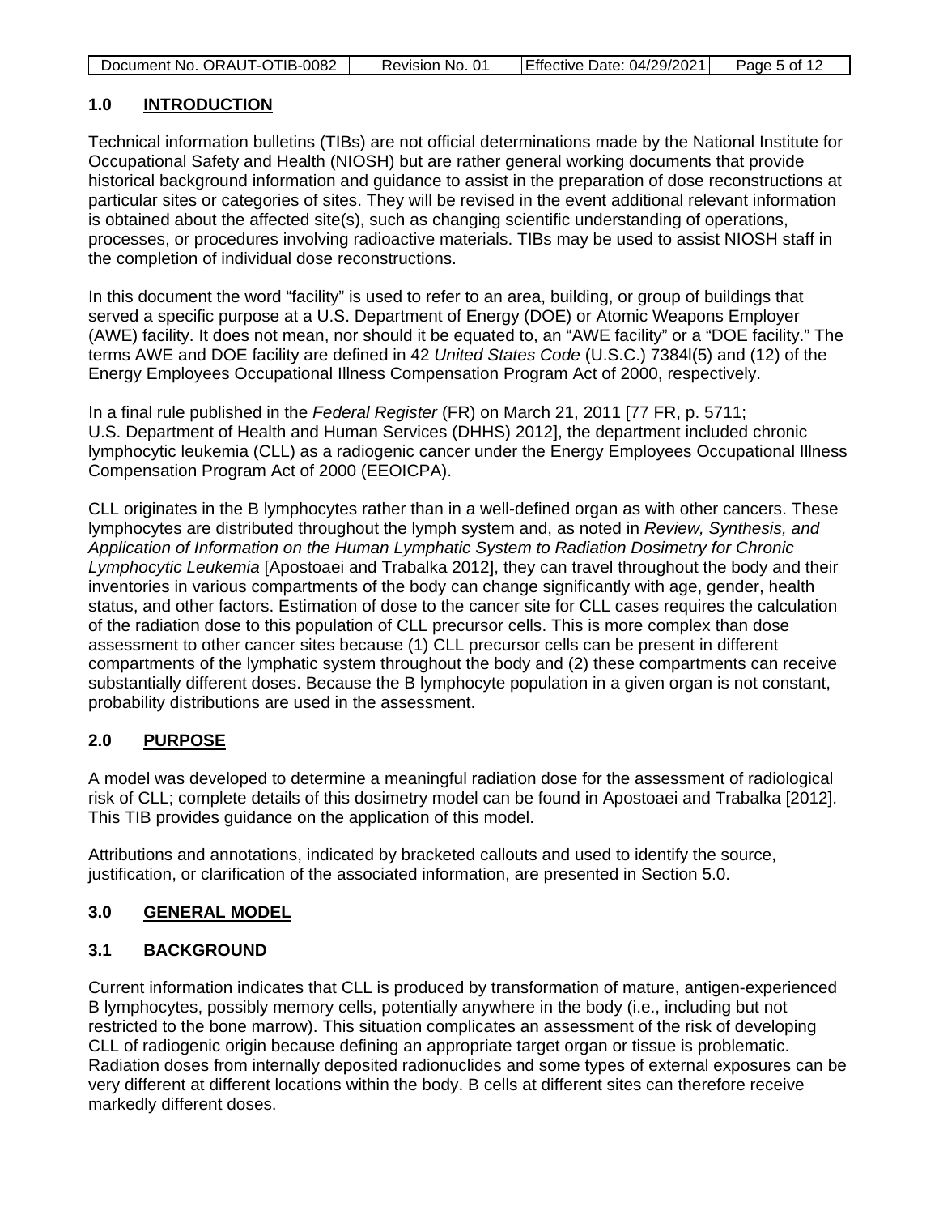## 1.0 INTRODUCTION

Technical information bulletins (TIBs) are not official determinations made by the National Institute for Occupational Safety and Health (NIOSH) but are rather general working documents that provide historical background information and guidance to assist in the preparation of dose reconstructions at particular sites or categories of sites. They will be revised in the event additional relevant information is obtained about the affected site(s), such as changing scientific understanding of operations, processes, or procedures involving radioactive materials. TIBs may be used to assist NIOSH staff in the completion of individual dose reconstructions.

In this document the word “facility” is used to refer to an area, building, or group of buildings that served a specific purpose at a U.S. Department of Energy (DOE) or Atomic Weapons Employer (AWE) facility. It does not mean, nor should it be equated to, an “AWE facility” or a “DOE facility.” The terms AWE and DOE facility are defined in 42 *United States Code* (U.S.C.) 7384l(5) and (12) of the Energy Employees Occupational Illness Compensation Program Act of 2000, respectively.

In a final rule published in the *Federal Register* (FR) on March 21, 2011 [77 FR, p. 5711; U.S. Department of Health and Human Services (DHHS) 2012], the department included chronic lymphocytic leukemia (CLL) as a radiogenic cancer under the Energy Employees Occupational Illness Compensation Program Act of 2000 (EEOICPA).

CLL originates in the B lymphocytes rather than in a well-defined organ as with other cancers. These lymphocytes are distributed throughout the lymph system and, as noted in *Review, Synthesis, and Application of Information on the Human Lymphatic System to Radiation Dosimetry for Chronic Lymphocytic Leukemia* [Apostoaei and Trabalka 2012], they can travel throughout the body and their inventories in various compartments of the body can change significantly with age, gender, health status, and other factors. Estimation of dose to the cancer site for CLL cases requires the calculation of the radiation dose to this population of CLL precursor cells. This is more complex than dose assessment to other cancer sites because (1) CLL precursor cells can be present in different compartments of the lymphatic system throughout the body and (2) these compartments can receive substantially different doses. Because the B lymphocyte population in a given organ is not constant, probability distributions are used in the assessment.

## 2.0 PURPOSE

A model was developed to determine a meaningful radiation dose for the assessment of radiological risk of CLL; complete details of this dosimetry model can be found in Apostoaei and Trabalka [2012]. This TIB provides guidance on the application of this model.

Attributions and annotations, indicated by bracketed callouts and used to identify the source, justification, or clarification of the associated information, are presented in Section 5.0.

## 3.0 GENERAL MODEL

### 3.1 BACKGROUND

Current information indicates that CLL is produced by transformation of mature, antigen-experienced B lymphocytes, possibly memory cells, potentially anywhere in the body (i.e., including but not restricted to the bone marrow). This situation complicates an assessment of the risk of developing CLL of radiogenic origin because defining an appropriate target organ or tissue is problematic. Radiation doses from internally deposited radionuclides and some types of external exposures can be very different at different locations within the body. B cells at different sites can therefore receive markedly different doses.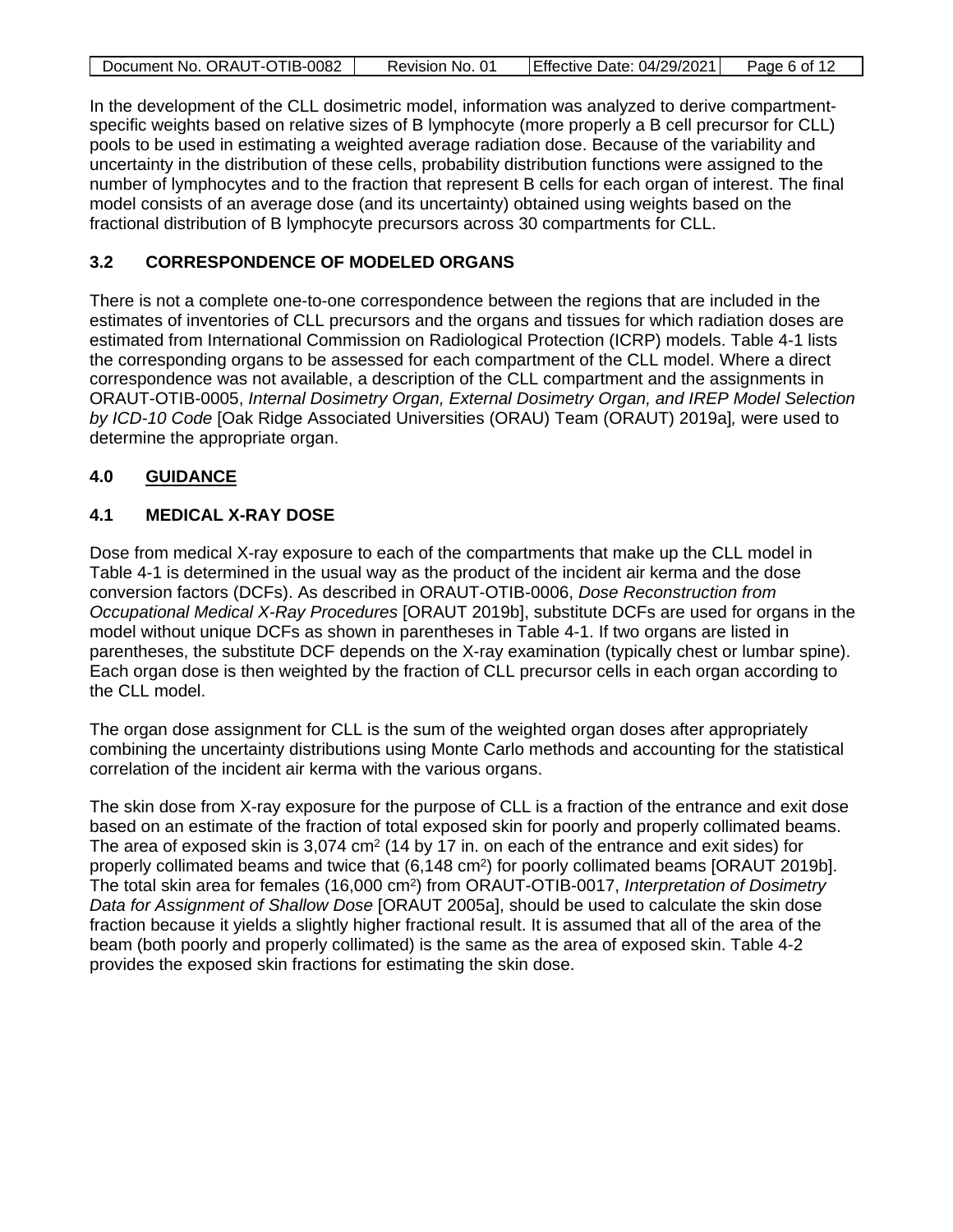In the development of the CLL dosimetric model, information was analyzed to derive compartment-specific weights based on relative sizes of B lymphocyte (more properly a B cell precursor for CLL) pools to be used in estimating a weighted average radiation dose. Because of the variability and uncertainty in the distribution of these cells, probability distribution functions were assigned to the number of lymphocytes and to the fraction that represent B cells for each organ of interest. The final model consists of an average dose (and its uncertainty) obtained using weights based on the fractional distribution of B lymphocyte precursors across 30 compartments for CLL.

### 3.2 CORRESPONDENCE OF MODELED ORGANS

There is not a complete one-to-one correspondence between the regions that are included in the estimates of inventories of CLL precursors and the organs and tissues for which radiation doses are estimated from International Commission on Radiological Protection (ICRP) models. Table 4-1 lists the corresponding organs to be assessed for each compartment of the CLL model. Where a direct correspondence was not available, a description of the CLL compartment and the assignments in ORAUT-OTIB-0005, *Internal Dosimetry Organ, External Dosimetry Organ, and IREP Model Selection by ICD-10 Code* [Oak Ridge Associated Universities (ORAU) Team (ORAUT) 2019a]*,* were used to determine the appropriate organ.

## 4.0 GUIDANCE

### 4.1 MEDICAL X-RAY DOSE

Dose from medical X-ray exposure to each of the compartments that make up the CLL model in Table 4-1 is determined in the usual way as the product of the incident air kerma and the dose conversion factors (DCFs). As described in ORAUT-OTIB-0006, *Dose Reconstruction from Occupational Medical X-Ray Procedures* [ORAUT 2019b], substitute DCFs are used for organs in the model without unique DCFs as shown in parentheses in Table 4-1. If two organs are listed in parentheses, the substitute DCF depends on the X-ray examination (typically chest or lumbar spine). Each organ dose is then weighted by the fraction of CLL precursor cells in each organ according to the CLL model.

The organ dose assignment for CLL is the sum of the weighted organ doses after appropriately combining the uncertainty distributions using Monte Carlo methods and accounting for the statistical correlation of the incident air kerma with the various organs.

The skin dose from X-ray exposure for the purpose of CLL is a fraction of the entrance and exit dose based on an estimate of the fraction of total exposed skin for poorly and properly collimated beams. The area of exposed skin is 3,074 $cm^2$ (14 by 17 in. on each of the entrance and exit sides) for properly collimated beams and twice that (6,148 $cm^2$) for poorly collimated beams [ORAUT 2019b]. The total skin area for females (16,000 $cm^2$) from ORAUT-OTIB-0017, *Interpretation of Dosimetry Data for Assignment of Shallow Dose* [ORAUT 2005a], should be used to calculate the skin dose fraction because it yields a slightly higher fractional result. It is assumed that all of the area of the beam (both poorly and properly collimated) is the same as the area of exposed skin. Table 4-2 provides the exposed skin fractions for estimating the skin dose.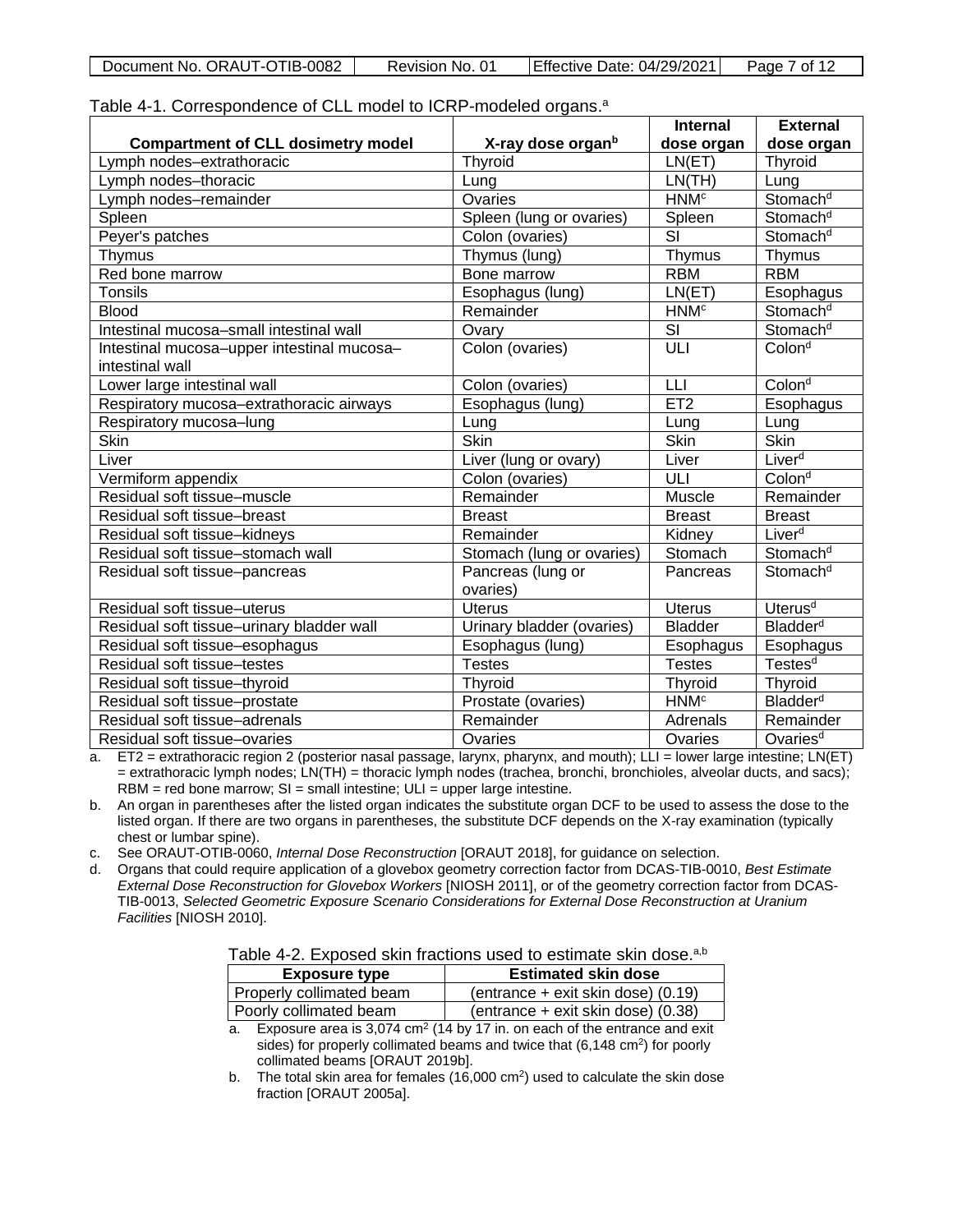Table 4-1. Correspondence of CLL model to ICRP-modeled organs.[a]

| Compartment of CLL dosimetry model | X-ray dose organ[b] | Internal dose organ | External dose organ |
|---|---|---|---|
| Lymph nodes–extrathoracic | Thyroid | LN(ET) | Thyroid |
| Lymph nodes–thoracic | Lung | LN(TH) | Lung |
| Lymph nodes–remainder | Ovaries | HNM[c] | Stomach[d] |
| Spleen | Spleen (lung or ovaries) | Spleen | Stomach[d] |
| Peyer's patches | Colon (ovaries) | SI | Stomach[d] |
| Thymus | Thymus (lung) | Thymus | Thymus |
| Red bone marrow | Bone marrow | RBM | RBM |
| Tonsils | Esophagus (lung) | LN(ET) | Esophagus |
| Blood | Remainder | HNM[c] | Stomach[d] |
| Intestinal mucosa–small intestinal wall | Ovary | SI | Stomach[d] |
| Intestinal mucosa–upper intestinal mucosa–intestinal wall | Colon (ovaries) | ULI | Colon[d] |
| Lower large intestinal wall | Colon (ovaries) | LLI | Colon[d] |
| Respiratory mucosa–extrathoracic airways | Esophagus (lung) | ET2 | Esophagus |
| Respiratory mucosa–lung | Lung | Lung | Lung |
| Skin | Skin | Skin | Skin |
| Liver | Liver (lung or ovary) | Liver | Liver[d] |
| Vermiform appendix | Colon (ovaries) | ULI | Colon[d] |
| Residual soft tissue–muscle | Remainder | Muscle | Remainder |
| Residual soft tissue–breast | Breast | Breast | Breast |
| Residual soft tissue–kidneys | Remainder | Kidney | Liver[d] |
| Residual soft tissue–stomach wall | Stomach (lung or ovaries) | Stomach | Stomach[d] |
| Residual soft tissue–pancreas | Pancreas (lung or ovaries) | Pancreas | Stomach[d] |
| Residual soft tissue–uterus | Uterus | Uterus | Uterus[d] |
| Residual soft tissue–urinary bladder wall | Urinary bladder (ovaries) | Bladder | Bladder[d] |
| Residual soft tissue–esophagus | Esophagus (lung) | Esophagus | Esophagus |
| Residual soft tissue–testes | Testes | Testes | Testes[d] |
| Residual soft tissue–thyroid | Thyroid | Thyroid | Thyroid |
| Residual soft tissue–prostate | Prostate (ovaries) | HNM[c] | Bladder[d] |
| Residual soft tissue–adrenals | Remainder | Adrenals | Remainder |
| Residual soft tissue–ovaries | Ovaries | Ovaries | Ovaries[d] |

a. ET2 = extrathoracic region 2 (posterior nasal passage, larynx, pharynx, and mouth); LLI = lower large intestine; LN(ET) = extrathoracic lymph nodes; LN(TH) = thoracic lymph nodes (trachea, bronchi, bronchioles, alveolar ducts, and sacs); RBM = red bone marrow; SI = small intestine; ULI = upper large intestine.

b. An organ in parentheses after the listed organ indicates the substitute organ DCF to be used to assess the dose to the listed organ. If there are two organs in parentheses, the substitute DCF depends on the X-ray examination (typically chest or lumbar spine).

c. See ORAUT-OTIB-0060, *Internal Dose Reconstruction* [ORAUT 2018], for guidance on selection.

d. Organs that could require application of a glovebox geometry correction factor from DCAS-TIB-0010, *Best Estimate External Dose Reconstruction for Glovebox Workers* [NIOSH 2011], or of the geometry correction factor from DCAS-TIB-0013, *Selected Geometric Exposure Scenario Considerations for External Dose Reconstruction at Uranium Facilities* [NIOSH 2010].

Table 4-2. Exposed skin fractions used to estimate skin dose.[a,b]

| Exposure type | Estimated skin dose |
|---|---|
| Properly collimated beam | (entrance + exit skin dose) (0.19) |
| Poorly collimated beam | (entrance + exit skin dose) (0.38) |

a. Exposure area is 3,074 $cm^2$ (14 by 17 in. on each of the entrance and exit sides) for properly collimated beams and twice that (6,148 $cm^2$) for poorly collimated beams [ORAUT 2019b].

b. The total skin area for females (16,000 $cm^2$) used to calculate the skin dose fraction [ORAUT 2005a].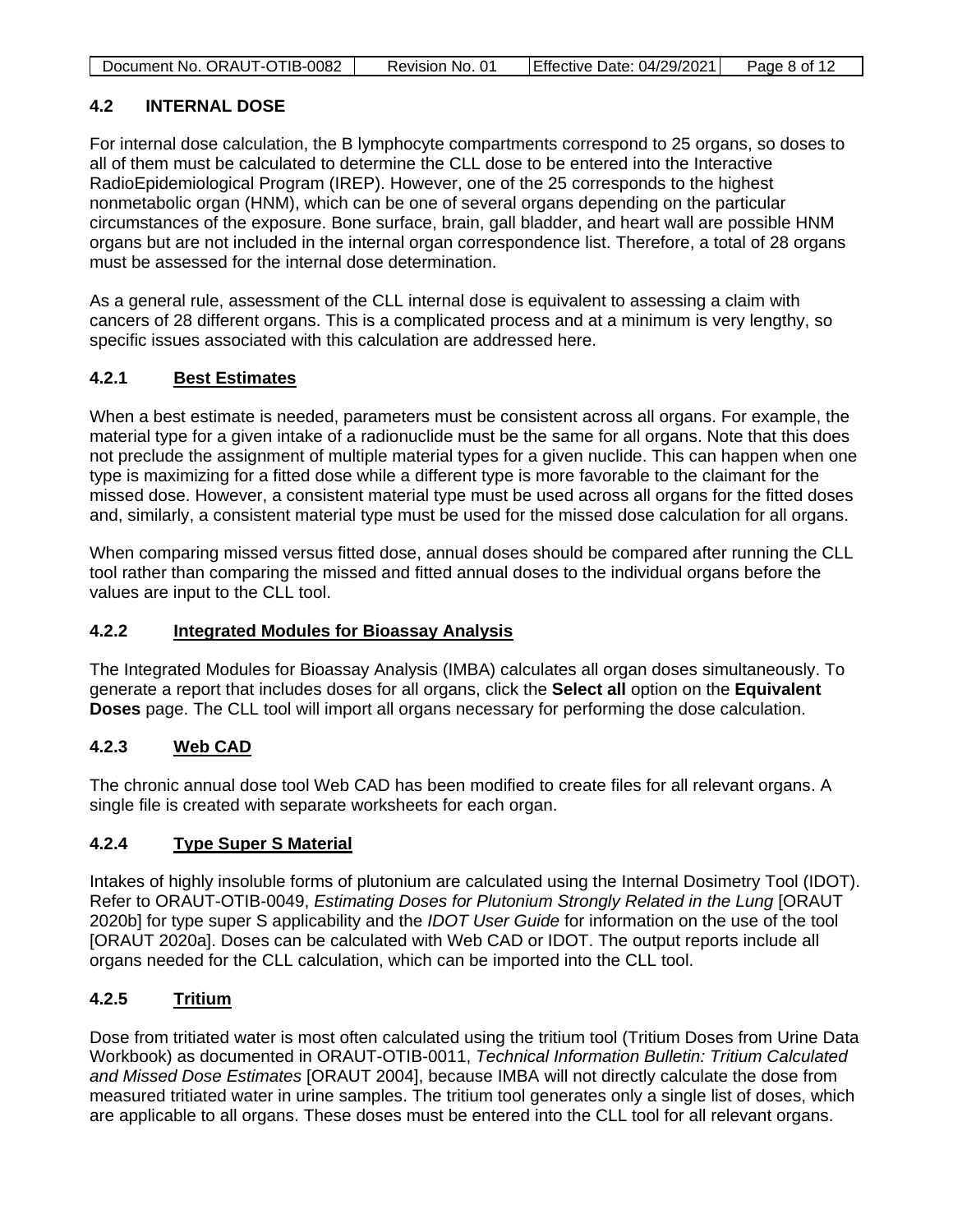## 4.2 INTERNAL DOSE

For internal dose calculation, the B lymphocyte compartments correspond to 25 organs, so doses to all of them must be calculated to determine the CLL dose to be entered into the Interactive RadioEpidemiological Program (IREP). However, one of the 25 corresponds to the highest nonmetabolic organ (HNM), which can be one of several organs depending on the particular circumstances of the exposure. Bone surface, brain, gall bladder, and heart wall are possible HNM organs but are not included in the internal organ correspondence list. Therefore, a total of 28 organs must be assessed for the internal dose determination.

As a general rule, assessment of the CLL internal dose is equivalent to assessing a claim with cancers of 28 different organs. This is a complicated process and at a minimum is very lengthy, so specific issues associated with this calculation are addressed here.

### 4.2.1 Best Estimates

When a best estimate is needed, parameters must be consistent across all organs. For example, the material type for a given intake of a radionuclide must be the same for all organs. Note that this does not preclude the assignment of multiple material types for a given nuclide. This can happen when one type is maximizing for a fitted dose while a different type is more favorable to the claimant for the missed dose. However, a consistent material type must be used across all organs for the fitted doses and, similarly, a consistent material type must be used for the missed dose calculation for all organs.

When comparing missed versus fitted dose, annual doses should be compared after running the CLL tool rather than comparing the missed and fitted annual doses to the individual organs before the values are input to the CLL tool.

### 4.2.2 Integrated Modules for Bioassay Analysis

The Integrated Modules for Bioassay Analysis (IMBA) calculates all organ doses simultaneously. To generate a report that includes doses for all organs, click the **Select all** option on the **Equivalent Doses** page. The CLL tool will import all organs necessary for performing the dose calculation.

### 4.2.3 Web CAD

The chronic annual dose tool Web CAD has been modified to create files for all relevant organs. A single file is created with separate worksheets for each organ.

### 4.2.4 Type Super S Material

Intakes of highly insoluble forms of plutonium are calculated using the Internal Dosimetry Tool (IDOT). Refer to ORAUT-OTIB-0049, *Estimating Doses for Plutonium Strongly Related in the Lung* [ORAUT 2020b] for type super S applicability and the *IDOT User Guide* for information on the use of the tool [ORAUT 2020a]. Doses can be calculated with Web CAD or IDOT. The output reports include all organs needed for the CLL calculation, which can be imported into the CLL tool.

### 4.2.5 Tritium

Dose from tritiated water is most often calculated using the tritium tool (Tritium Doses from Urine Data Workbook) as documented in ORAUT-OTIB-0011, *Technical Information Bulletin: Tritium Calculated and Missed Dose Estimates* [ORAUT 2004], because IMBA will not directly calculate the dose from measured tritiated water in urine samples. The tritium tool generates only a single list of doses, which are applicable to all organs. These doses must be entered into the CLL tool for all relevant organs.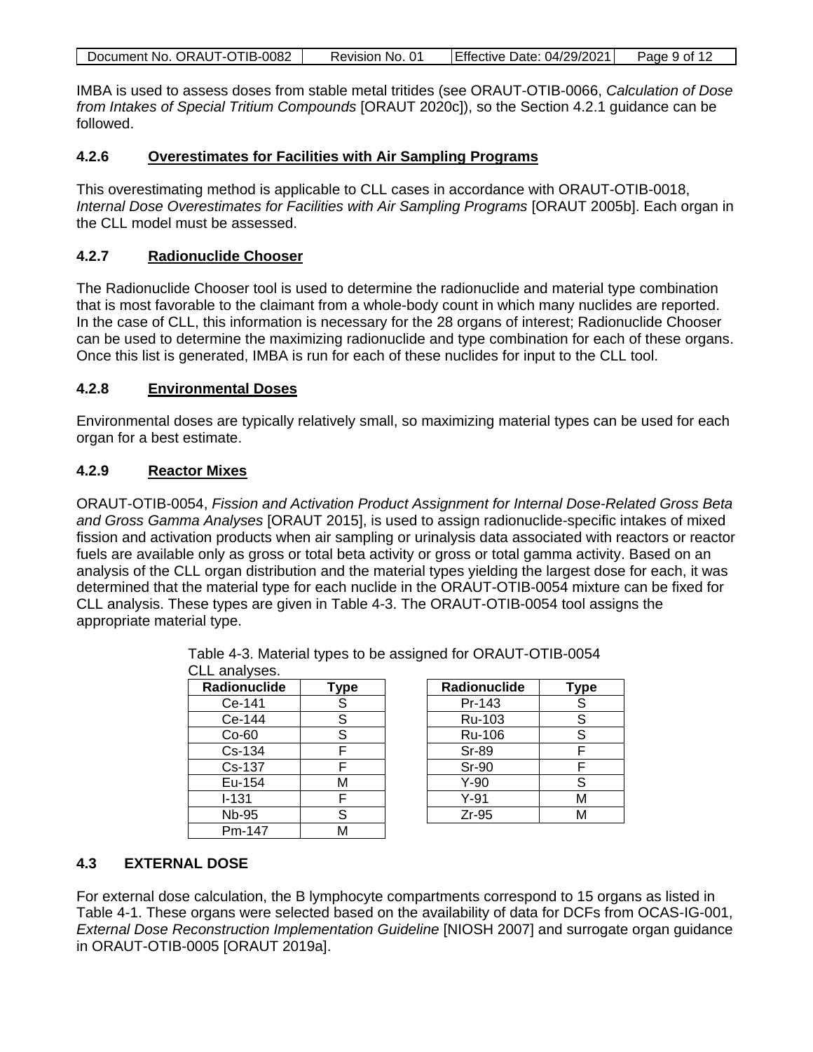IMBA is used to assess doses from stable metal tritides (see ORAUT-OTIB-0066, *Calculation of Dose from Intakes of Special Tritium Compounds* [ORAUT 2020c]), so the Section 4.2.1 guidance can be followed.

### 4.2.6 Overestimates for Facilities with Air Sampling Programs

This overestimating method is applicable to CLL cases in accordance with ORAUT-OTIB-0018, *Internal Dose Overestimates for Facilities with Air Sampling Programs* [ORAUT 2005b]. Each organ in the CLL model must be assessed.

### 4.2.7 Radionuclide Chooser

The Radionuclide Chooser tool is used to determine the radionuclide and material type combination that is most favorable to the claimant from a whole-body count in which many nuclides are reported. In the case of CLL, this information is necessary for the 28 organs of interest; Radionuclide Chooser can be used to determine the maximizing radionuclide and type combination for each of these organs. Once this list is generated, IMBA is run for each of these nuclides for input to the CLL tool.

### 4.2.8 Environmental Doses

Environmental doses are typically relatively small, so maximizing material types can be used for each organ for a best estimate.

### 4.2.9 Reactor Mixes

ORAUT-OTIB-0054, *Fission and Activation Product Assignment for Internal Dose-Related Gross Beta and Gross Gamma Analyses* [ORAUT 2015], is used to assign radionuclide-specific intakes of mixed fission and activation products when air sampling or urinalysis data associated with reactors or reactor fuels are available only as gross or total beta activity or gross or total gamma activity. Based on an analysis of the CLL organ distribution and the material types yielding the largest dose for each, it was determined that the material type for each nuclide in the ORAUT-OTIB-0054 mixture can be fixed for CLL analysis. These types are given in Table 4-3. The ORAUT-OTIB-0054 tool assigns the appropriate material type.

Table 4-3. Material types to be assigned for ORAUT-OTIB-0054 CLL analyses.

| Radionuclide | Type | Radionuclide | Type |
|---|---|---|---|
| Ce-141 | S | Pr-143 | S |
| Ce-144 | S | Ru-103 | S |
| Co-60 | S | Ru-106 | S |
| Cs-134 | F | Sr-89 | F |
| Cs-137 | F | Sr-90 | F |
| Eu-154 | M | Y-90 | S |
| I-131 | F | Y-91 | M |
| Nb-95 | S | Zr-95 | M |
| Pm-147 | M | | |

## 4.3 EXTERNAL DOSE

For external dose calculation, the B lymphocyte compartments correspond to 15 organs as listed in Table 4-1. These organs were selected based on the availability of data for DCFs from OCAS-IG-001, *External Dose Reconstruction Implementation Guideline* [NIOSH 2007] and surrogate organ guidance in ORAUT-OTIB-0005 [ORAUT 2019a].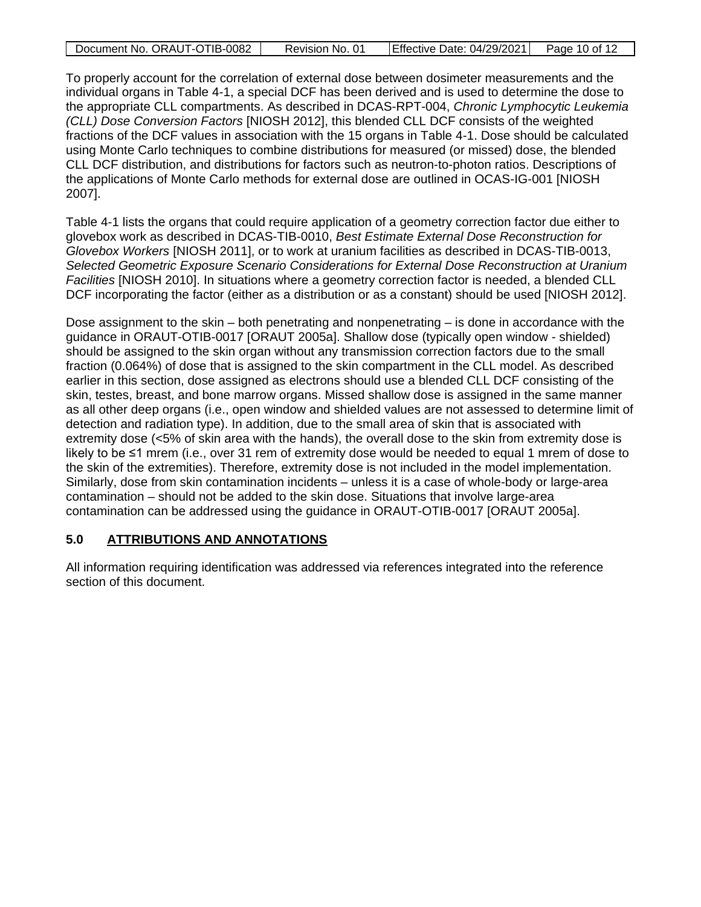To properly account for the correlation of external dose between dosimeter measurements and the individual organs in Table 4-1, a special DCF has been derived and is used to determine the dose to the appropriate CLL compartments. As described in DCAS-RPT-004, *Chronic Lymphocytic Leukemia (CLL) Dose Conversion Factors* [NIOSH 2012], this blended CLL DCF consists of the weighted fractions of the DCF values in association with the 15 organs in Table 4-1. Dose should be calculated using Monte Carlo techniques to combine distributions for measured (or missed) dose, the blended CLL DCF distribution, and distributions for factors such as neutron-to-photon ratios. Descriptions of the applications of Monte Carlo methods for external dose are outlined in OCAS-IG-001 [NIOSH 2007].

Table 4-1 lists the organs that could require application of a geometry correction factor due either to glovebox work as described in DCAS-TIB-0010, *Best Estimate External Dose Reconstruction for Glovebox Workers* [NIOSH 2011], or to work at uranium facilities as described in DCAS-TIB-0013, *Selected Geometric Exposure Scenario Considerations for External Dose Reconstruction at Uranium Facilities* [NIOSH 2010]. In situations where a geometry correction factor is needed, a blended CLL DCF incorporating the factor (either as a distribution or as a constant) should be used [NIOSH 2012].

Dose assignment to the skin – both penetrating and nonpenetrating – is done in accordance with the guidance in ORAUT-OTIB-0017 [ORAUT 2005a]. Shallow dose (typically open window - shielded) should be assigned to the skin organ without any transmission correction factors due to the small fraction (0.064%) of dose that is assigned to the skin compartment in the CLL model. As described earlier in this section, dose assigned as electrons should use a blended CLL DCF consisting of the skin, testes, breast, and bone marrow organs. Missed shallow dose is assigned in the same manner as all other deep organs (i.e., open window and shielded values are not assessed to determine limit of detection and radiation type). In addition, due to the small area of skin that is associated with extremity dose (<5% of skin area with the hands), the overall dose to the skin from extremity dose is likely to be ≤1 mrem (i.e., over 31 rem of extremity dose would be needed to equal 1 mrem of dose to the skin of the extremities). Therefore, extremity dose is not included in the model implementation. Similarly, dose from skin contamination incidents – unless it is a case of whole-body or large-area contamination – should not be added to the skin dose. Situations that involve large-area contamination can be addressed using the guidance in ORAUT-OTIB-0017 [ORAUT 2005a].

## 5.0 ATTRIBUTIONS AND ANNOTATIONS

All information requiring identification was addressed via references integrated into the reference section of this document.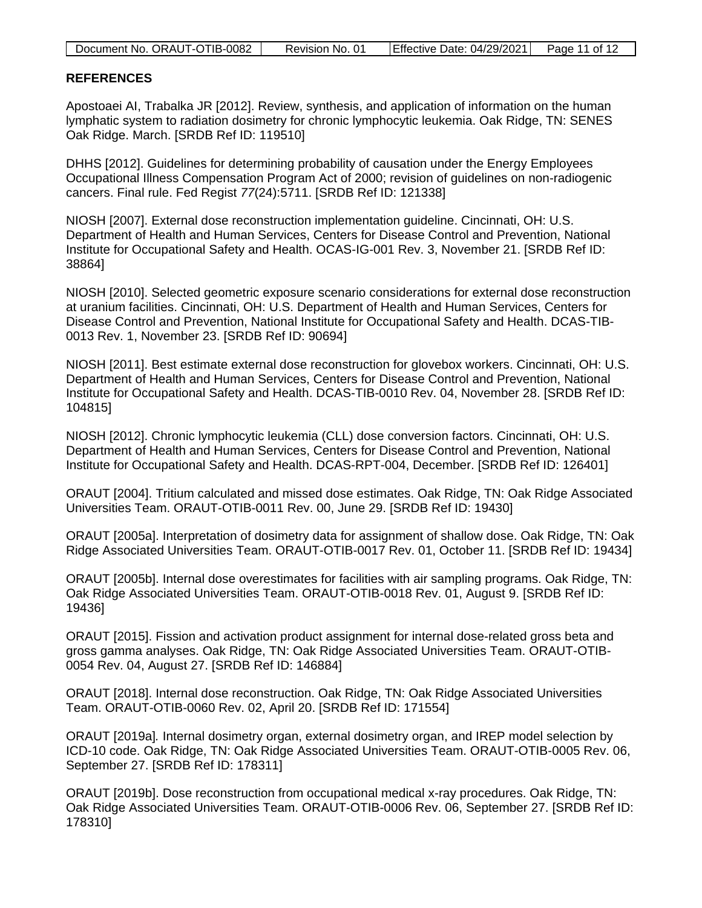## REFERENCES

Apostoaei AI, Trabalka JR [2012]. Review, synthesis, and application of information on the human lymphatic system to radiation dosimetry for chronic lymphocytic leukemia. Oak Ridge, TN: SENES Oak Ridge. March. [SRDB Ref ID: 119510]

DHHS [2012]. Guidelines for determining probability of causation under the Energy Employees Occupational Illness Compensation Program Act of 2000; revision of guidelines on non-radiogenic cancers. Final rule. Fed Regist *77*(24):5711. [SRDB Ref ID: 121338]

NIOSH [2007]. External dose reconstruction implementation guideline. Cincinnati, OH: U.S. Department of Health and Human Services, Centers for Disease Control and Prevention, National Institute for Occupational Safety and Health. OCAS-IG-001 Rev. 3, November 21. [SRDB Ref ID: 38864]

NIOSH [2010]. Selected geometric exposure scenario considerations for external dose reconstruction at uranium facilities. Cincinnati, OH: U.S. Department of Health and Human Services, Centers for Disease Control and Prevention, National Institute for Occupational Safety and Health. DCAS-TIB-0013 Rev. 1, November 23. [SRDB Ref ID: 90694]

NIOSH [2011]. Best estimate external dose reconstruction for glovebox workers. Cincinnati, OH: U.S. Department of Health and Human Services, Centers for Disease Control and Prevention, National Institute for Occupational Safety and Health. DCAS-TIB-0010 Rev. 04, November 28. [SRDB Ref ID: 104815]

NIOSH [2012]. Chronic lymphocytic leukemia (CLL) dose conversion factors. Cincinnati, OH: U.S. Department of Health and Human Services, Centers for Disease Control and Prevention, National Institute for Occupational Safety and Health. DCAS-RPT-004, December. [SRDB Ref ID: 126401]

ORAUT [2004]. Tritium calculated and missed dose estimates. Oak Ridge, TN: Oak Ridge Associated Universities Team. ORAUT-OTIB-0011 Rev. 00, June 29. [SRDB Ref ID: 19430]

ORAUT [2005a]. Interpretation of dosimetry data for assignment of shallow dose. Oak Ridge, TN: Oak Ridge Associated Universities Team. ORAUT-OTIB-0017 Rev. 01, October 11. [SRDB Ref ID: 19434]

ORAUT [2005b]. Internal dose overestimates for facilities with air sampling programs. Oak Ridge, TN: Oak Ridge Associated Universities Team. ORAUT-OTIB-0018 Rev. 01, August 9. [SRDB Ref ID: 19436]

ORAUT [2015]. Fission and activation product assignment for internal dose-related gross beta and gross gamma analyses. Oak Ridge, TN: Oak Ridge Associated Universities Team. ORAUT-OTIB-0054 Rev. 04, August 27. [SRDB Ref ID: 146884]

ORAUT [2018]. Internal dose reconstruction. Oak Ridge, TN: Oak Ridge Associated Universities Team. ORAUT-OTIB-0060 Rev. 02, April 20. [SRDB Ref ID: 171554]

ORAUT [2019a]. Internal dosimetry organ, external dosimetry organ, and IREP model selection by ICD-10 code. Oak Ridge, TN: Oak Ridge Associated Universities Team. ORAUT-OTIB-0005 Rev. 06, September 27. [SRDB Ref ID: 178311]

ORAUT [2019b]. Dose reconstruction from occupational medical x-ray procedures. Oak Ridge, TN: Oak Ridge Associated Universities Team. ORAUT-OTIB-0006 Rev. 06, September 27. [SRDB Ref ID: 178310]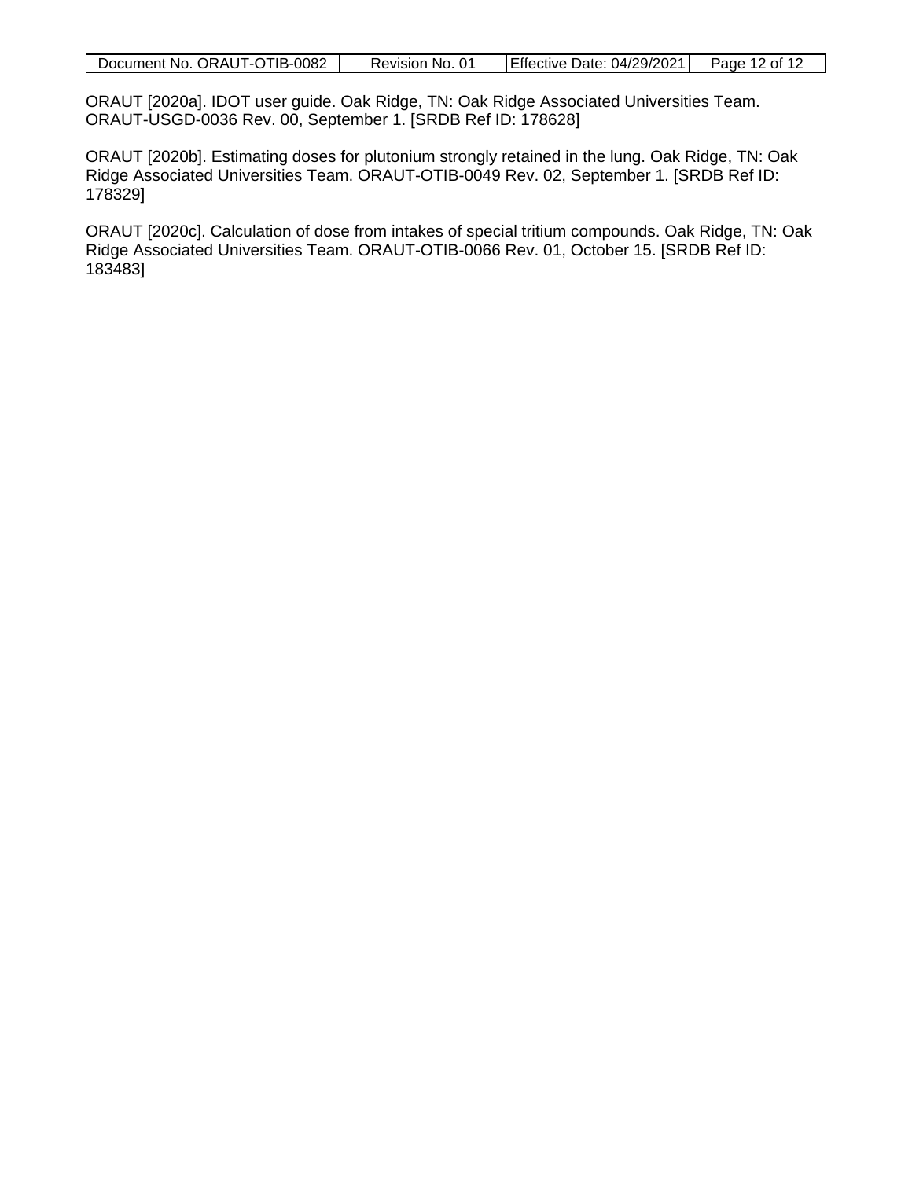ORAUT [2020a]. IDOT user guide. Oak Ridge, TN: Oak Ridge Associated Universities Team. ORAUT-USGD-0036 Rev. 00, September 1. [SRDB Ref ID: 178628]

ORAUT [2020b]. Estimating doses for plutonium strongly retained in the lung. Oak Ridge, TN: Oak Ridge Associated Universities Team. ORAUT-OTIB-0049 Rev. 02, September 1. [SRDB Ref ID: 178329]

ORAUT [2020c]. Calculation of dose from intakes of special tritium compounds. Oak Ridge, TN: Oak Ridge Associated Universities Team. ORAUT-OTIB-0066 Rev. 01, October 15. [SRDB Ref ID: 183483]